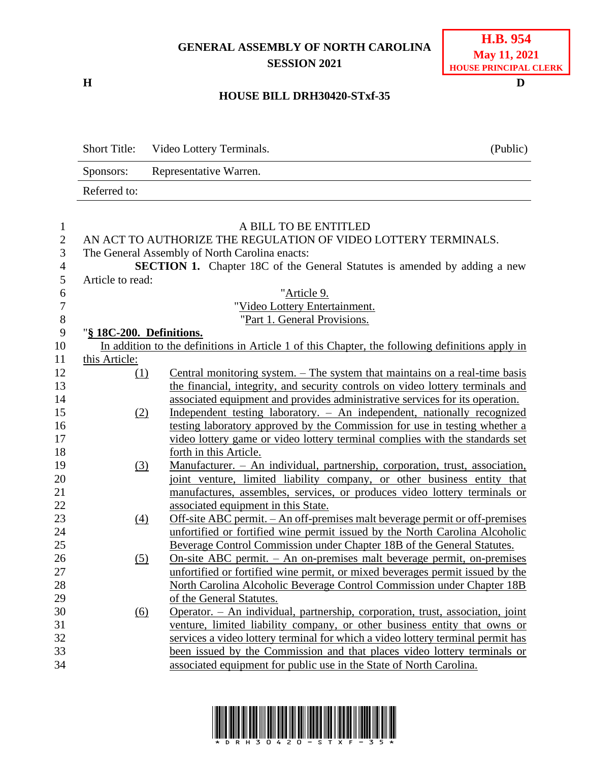**GENERAL ASSEMBLY OF NORTH CAROLINA**
**SESSION 2021**

**H.B. 954**
**May 11, 2021**
**HOUSE PRINCIPAL CLERK**

**H** **D**

**HOUSE BILL DRH30420-STxf-35**

| | | |
|---|---|---|
| Short Title: | Video Lottery Terminals. | (Public) |
| Sponsors: | Representative Warren. | |
| Referred to: | | |

A BILL TO BE ENTITLED

AN ACT TO AUTHORIZE THE REGULATION OF VIDEO LOTTERY TERMINALS.

The General Assembly of North Carolina enacts:

**SECTION 1.** Chapter 18C of the General Statutes is amended by adding a new Article to read:

"Article 9.

"Video Lottery Entertainment.

"Part 1. General Provisions.

"**§ 18C-200. Definitions.**

In addition to the definitions in Article 1 of this Chapter, the following definitions apply in this Article:

(1) Central monitoring system. – The system that maintains on a real-time basis the financial, integrity, and security controls on video lottery terminals and associated equipment and provides administrative services for its operation.

(2) Independent testing laboratory. – An independent, nationally recognized testing laboratory approved by the Commission for use in testing whether a video lottery game or video lottery terminal complies with the standards set forth in this Article.

(3) Manufacturer. – An individual, partnership, corporation, trust, association, joint venture, limited liability company, or other business entity that manufactures, assembles, services, or produces video lottery terminals or associated equipment in this State.

(4) Off-site ABC permit. – An off-premises malt beverage permit or off-premises unfortified or fortified wine permit issued by the North Carolina Alcoholic Beverage Control Commission under Chapter 18B of the General Statutes.

(5) On-site ABC permit. – An on-premises malt beverage permit, on-premises unfortified or fortified wine permit, or mixed beverages permit issued by the North Carolina Alcoholic Beverage Control Commission under Chapter 18B of the General Statutes.

(6) Operator. – An individual, partnership, corporation, trust, association, joint venture, limited liability company, or other business entity that owns or services a video lottery terminal for which a video lottery terminal permit has been issued by the Commission and that places video lottery terminals or associated equipment for public use in the State of North Carolina.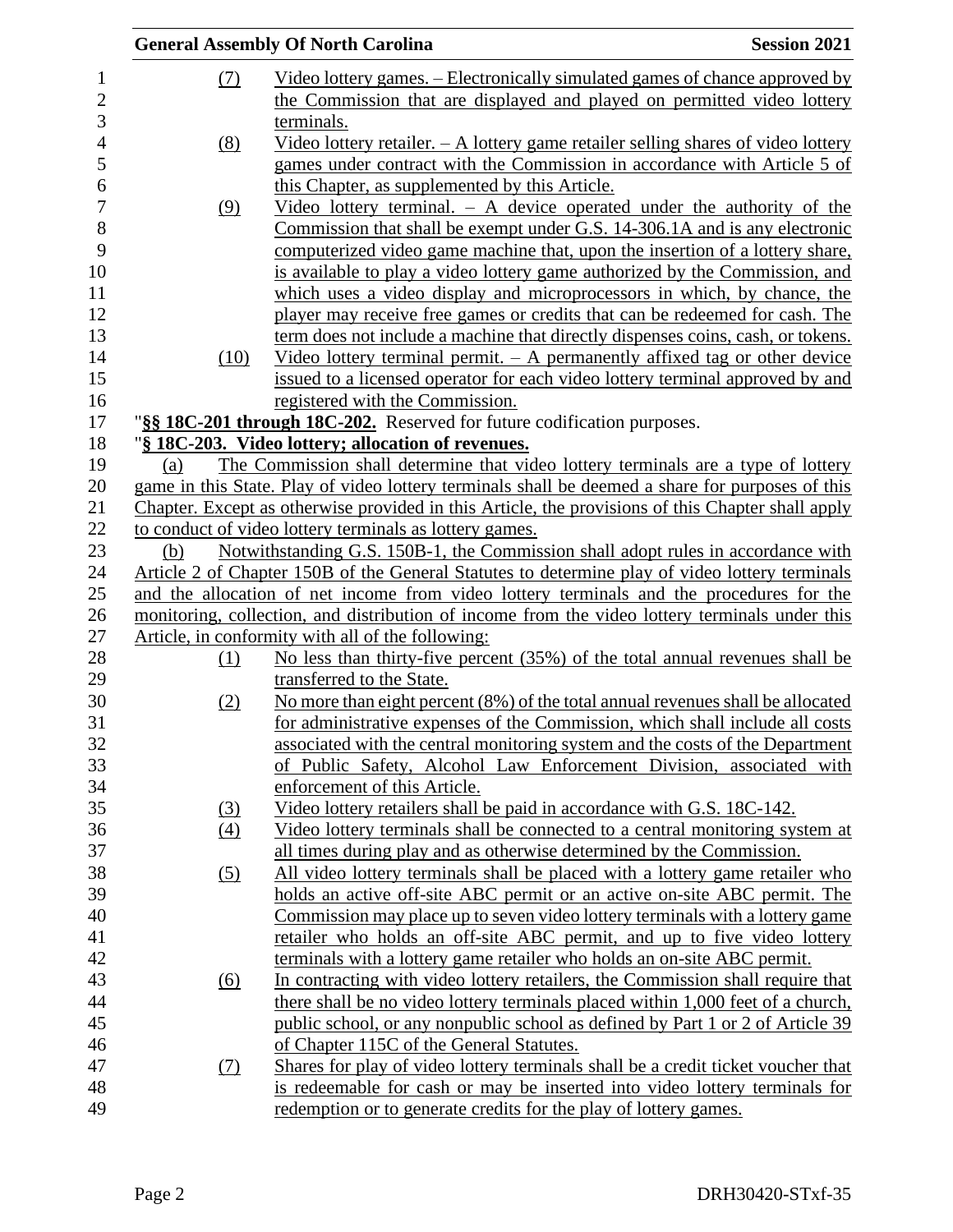(7) Video lottery games. – Electronically simulated games of chance approved by the Commission that are displayed and played on permitted video lottery terminals.

(8) Video lottery retailer. – A lottery game retailer selling shares of video lottery games under contract with the Commission in accordance with Article 5 of this Chapter, as supplemented by this Article.

(9) Video lottery terminal. – A device operated under the authority of the Commission that shall be exempt under G.S. 14-306.1A and is any electronic computerized video game machine that, upon the insertion of a lottery share, is available to play a video lottery game authorized by the Commission, and which uses a video display and microprocessors in which, by chance, the player may receive free games or credits that can be redeemed for cash. The term does not include a machine that directly dispenses coins, cash, or tokens.

(10) Video lottery terminal permit. – A permanently affixed tag or other device issued to a licensed operator for each video lottery terminal approved by and registered with the Commission.

"**§§ 18C-201 through 18C-202.** Reserved for future codification purposes.

"**§ 18C-203. Video lottery; allocation of revenues.**

(a) The Commission shall determine that video lottery terminals are a type of lottery game in this State. Play of video lottery terminals shall be deemed a share for purposes of this Chapter. Except as otherwise provided in this Article, the provisions of this Chapter shall apply to conduct of video lottery terminals as lottery games.

(b) Notwithstanding G.S. 150B-1, the Commission shall adopt rules in accordance with Article 2 of Chapter 150B of the General Statutes to determine play of video lottery terminals and the allocation of net income from video lottery terminals and the procedures for the monitoring, collection, and distribution of income from the video lottery terminals under this Article, in conformity with all of the following:

(1) No less than thirty-five percent (35%) of the total annual revenues shall be transferred to the State.

(2) No more than eight percent (8%) of the total annual revenues shall be allocated for administrative expenses of the Commission, which shall include all costs associated with the central monitoring system and the costs of the Department of Public Safety, Alcohol Law Enforcement Division, associated with enforcement of this Article.

(3) Video lottery retailers shall be paid in accordance with G.S. 18C-142.

(4) Video lottery terminals shall be connected to a central monitoring system at all times during play and as otherwise determined by the Commission.

(5) All video lottery terminals shall be placed with a lottery game retailer who holds an active off-site ABC permit or an active on-site ABC permit. The Commission may place up to seven video lottery terminals with a lottery game retailer who holds an off-site ABC permit, and up to five video lottery terminals with a lottery game retailer who holds an on-site ABC permit.

(6) In contracting with video lottery retailers, the Commission shall require that there shall be no video lottery terminals placed within 1,000 feet of a church, public school, or any nonpublic school as defined by Part 1 or 2 of Article 39 of Chapter 115C of the General Statutes.

(7) Shares for play of video lottery terminals shall be a credit ticket voucher that is redeemable for cash or may be inserted into video lottery terminals for redemption or to generate credits for the play of lottery games.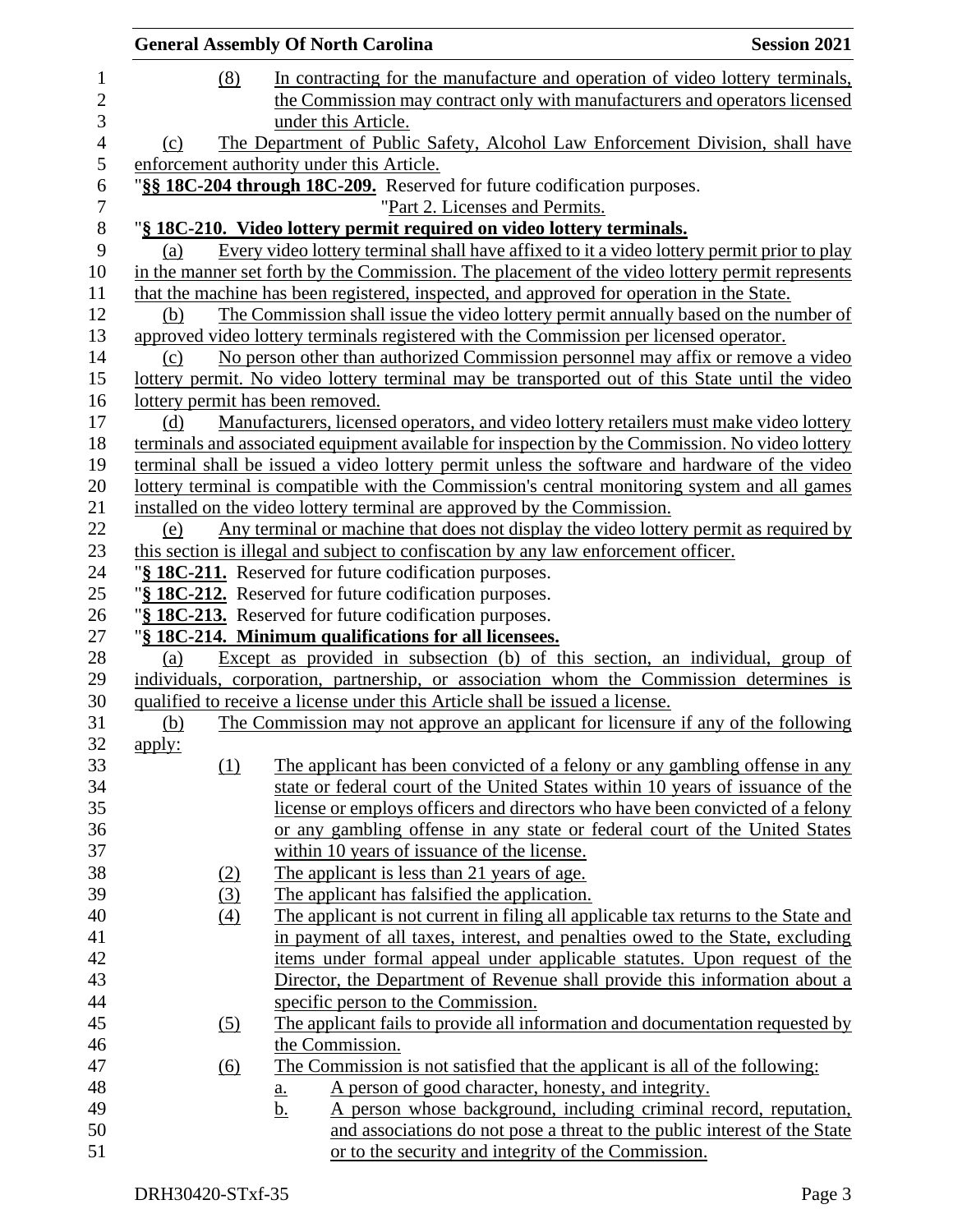(8) In contracting for the manufacture and operation of video lottery terminals, the Commission may contract only with manufacturers and operators licensed under this Article.

(c) The Department of Public Safety, Alcohol Law Enforcement Division, shall have enforcement authority under this Article.

"**§§ 18C-204 through 18C-209.** Reserved for future codification purposes.

"Part 2. Licenses and Permits.

"**§ 18C-210. Video lottery permit required on video lottery terminals.**

(a) Every video lottery terminal shall have affixed to it a video lottery permit prior to play in the manner set forth by the Commission. The placement of the video lottery permit represents that the machine has been registered, inspected, and approved for operation in the State.

(b) The Commission shall issue the video lottery permit annually based on the number of approved video lottery terminals registered with the Commission per licensed operator.

(c) No person other than authorized Commission personnel may affix or remove a video lottery permit. No video lottery terminal may be transported out of this State until the video lottery permit has been removed.

(d) Manufacturers, licensed operators, and video lottery retailers must make video lottery terminals and associated equipment available for inspection by the Commission. No video lottery terminal shall be issued a video lottery permit unless the software and hardware of the video lottery terminal is compatible with the Commission's central monitoring system and all games installed on the video lottery terminal are approved by the Commission.

(e) Any terminal or machine that does not display the video lottery permit as required by this section is illegal and subject to confiscation by any law enforcement officer.

"**§ 18C-211.** Reserved for future codification purposes.

"**§ 18C-212.** Reserved for future codification purposes.

"**§ 18C-213.** Reserved for future codification purposes.

"**§ 18C-214. Minimum qualifications for all licensees.**

(a) Except as provided in subsection (b) of this section, an individual, group of individuals, corporation, partnership, or association whom the Commission determines is qualified to receive a license under this Article shall be issued a license.

(b) The Commission may not approve an applicant for licensure if any of the following apply:

(1) The applicant has been convicted of a felony or any gambling offense in any state or federal court of the United States within 10 years of issuance of the license or employs officers and directors who have been convicted of a felony or any gambling offense in any state or federal court of the United States within 10 years of issuance of the license.

(2) The applicant is less than 21 years of age.

(3) The applicant has falsified the application.

(4) The applicant is not current in filing all applicable tax returns to the State and in payment of all taxes, interest, and penalties owed to the State, excluding items under formal appeal under applicable statutes. Upon request of the Director, the Department of Revenue shall provide this information about a specific person to the Commission.

(5) The applicant fails to provide all information and documentation requested by the Commission.

(6) The Commission is not satisfied that the applicant is all of the following:

a. A person of good character, honesty, and integrity.

b. A person whose background, including criminal record, reputation, and associations do not pose a threat to the public interest of the State or to the security and integrity of the Commission.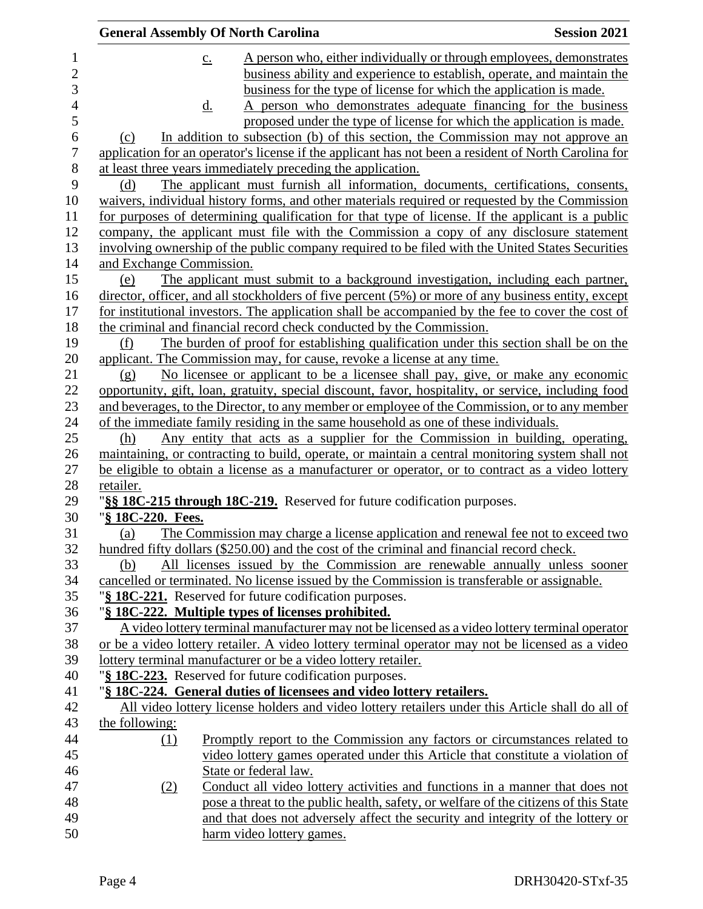c. A person who, either individually or through employees, demonstrates business ability and experience to establish, operate, and maintain the business for the type of license for which the application is made.

d. A person who demonstrates adequate financing for the business proposed under the type of license for which the application is made.

(c) In addition to subsection (b) of this section, the Commission may not approve an application for an operator's license if the applicant has not been a resident of North Carolina for at least three years immediately preceding the application.

(d) The applicant must furnish all information, documents, certifications, consents, waivers, individual history forms, and other materials required or requested by the Commission for purposes of determining qualification for that type of license. If the applicant is a public company, the applicant must file with the Commission a copy of any disclosure statement involving ownership of the public company required to be filed with the United States Securities and Exchange Commission.

(e) The applicant must submit to a background investigation, including each partner, director, officer, and all stockholders of five percent (5%) or more of any business entity, except for institutional investors. The application shall be accompanied by the fee to cover the cost of the criminal and financial record check conducted by the Commission.

(f) The burden of proof for establishing qualification under this section shall be on the applicant. The Commission may, for cause, revoke a license at any time.

(g) No licensee or applicant to be a licensee shall pay, give, or make any economic opportunity, gift, loan, gratuity, special discount, favor, hospitality, or service, including food and beverages, to the Director, to any member or employee of the Commission, or to any member of the immediate family residing in the same household as one of these individuals.

(h) Any entity that acts as a supplier for the Commission in building, operating, maintaining, or contracting to build, operate, or maintain a central monitoring system shall not be eligible to obtain a license as a manufacturer or operator, or to contract as a video lottery retailer.

"**§§ 18C-215 through 18C-219.** Reserved for future codification purposes.

"**§ 18C-220. Fees.**

(a) The Commission may charge a license application and renewal fee not to exceed two hundred fifty dollars ($250.00) and the cost of the criminal and financial record check.

(b) All licenses issued by the Commission are renewable annually unless sooner cancelled or terminated. No license issued by the Commission is transferable or assignable.

"**§ 18C-221.** Reserved for future codification purposes.

"**§ 18C-222. Multiple types of licenses prohibited.**

A video lottery terminal manufacturer may not be licensed as a video lottery terminal operator or be a video lottery retailer. A video lottery terminal operator may not be licensed as a video lottery terminal manufacturer or be a video lottery retailer.

"**§ 18C-223.** Reserved for future codification purposes.

"**§ 18C-224. General duties of licensees and video lottery retailers.**

All video lottery license holders and video lottery retailers under this Article shall do all of the following:

(1) Promptly report to the Commission any factors or circumstances related to video lottery games operated under this Article that constitute a violation of State or federal law.

(2) Conduct all video lottery activities and functions in a manner that does not pose a threat to the public health, safety, or welfare of the citizens of this State and that does not adversely affect the security and integrity of the lottery or harm video lottery games.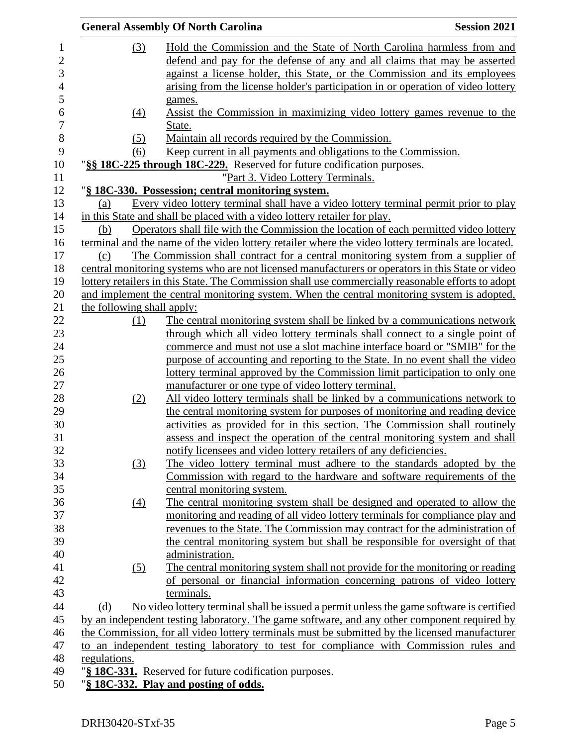(3) Hold the Commission and the State of North Carolina harmless from and defend and pay for the defense of any and all claims that may be asserted against a license holder, this State, or the Commission and its employees arising from the license holder's participation in or operation of video lottery games.

(4) Assist the Commission in maximizing video lottery games revenue to the State.

(5) Maintain all records required by the Commission.

(6) Keep current in all payments and obligations to the Commission.

"**§§ 18C-225 through 18C-229.** Reserved for future codification purposes.

"Part 3. Video Lottery Terminals.

"**§ 18C-330. Possession; central monitoring system.**

(a) Every video lottery terminal shall have a video lottery terminal permit prior to play in this State and shall be placed with a video lottery retailer for play.

(b) Operators shall file with the Commission the location of each permitted video lottery terminal and the name of the video lottery retailer where the video lottery terminals are located.

(c) The Commission shall contract for a central monitoring system from a supplier of central monitoring systems who are not licensed manufacturers or operators in this State or video lottery retailers in this State. The Commission shall use commercially reasonable efforts to adopt and implement the central monitoring system. When the central monitoring system is adopted, the following shall apply:

(1) The central monitoring system shall be linked by a communications network through which all video lottery terminals shall connect to a single point of commerce and must not use a slot machine interface board or "SMIB" for the purpose of accounting and reporting to the State. In no event shall the video lottery terminal approved by the Commission limit participation to only one manufacturer or one type of video lottery terminal.

(2) All video lottery terminals shall be linked by a communications network to the central monitoring system for purposes of monitoring and reading device activities as provided for in this section. The Commission shall routinely assess and inspect the operation of the central monitoring system and shall notify licensees and video lottery retailers of any deficiencies.

(3) The video lottery terminal must adhere to the standards adopted by the Commission with regard to the hardware and software requirements of the central monitoring system.

(4) The central monitoring system shall be designed and operated to allow the monitoring and reading of all video lottery terminals for compliance play and revenues to the State. The Commission may contract for the administration of the central monitoring system but shall be responsible for oversight of that administration.

(5) The central monitoring system shall not provide for the monitoring or reading of personal or financial information concerning patrons of video lottery terminals.

(d) No video lottery terminal shall be issued a permit unless the game software is certified by an independent testing laboratory. The game software, and any other component required by the Commission, for all video lottery terminals must be submitted by the licensed manufacturer to an independent testing laboratory to test for compliance with Commission rules and regulations.

"**§ 18C-331.** Reserved for future codification purposes.

"**§ 18C-332. Play and posting of odds.**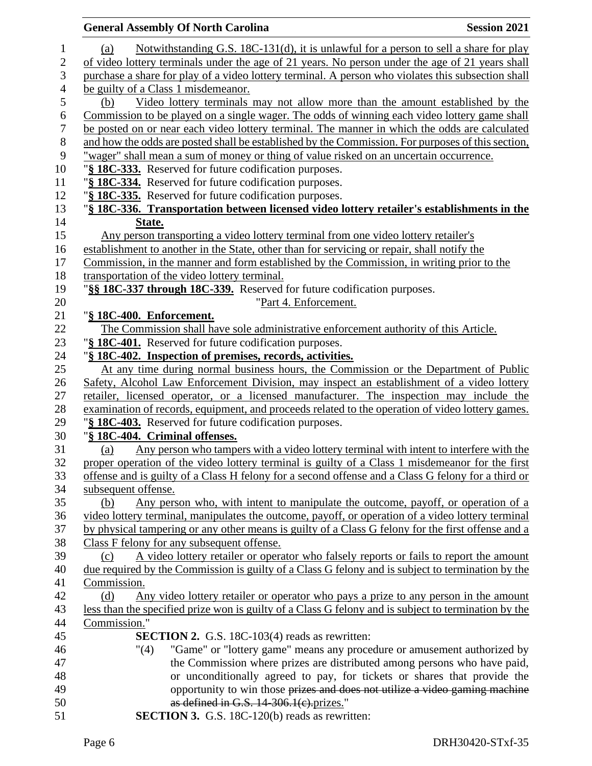(a) Notwithstanding G.S. 18C-131(d), it is unlawful for a person to sell a share for play of video lottery terminals under the age of 21 years. No person under the age of 21 years shall purchase a share for play of a video lottery terminal. A person who violates this subsection shall be guilty of a Class 1 misdemeanor.

(b) Video lottery terminals may not allow more than the amount established by the Commission to be played on a single wager. The odds of winning each video lottery game shall be posted on or near each video lottery terminal. The manner in which the odds are calculated and how the odds are posted shall be established by the Commission. For purposes of this section, "wager" shall mean a sum of money or thing of value risked on an uncertain occurrence.

"**§ 18C-333.** Reserved for future codification purposes.

"**§ 18C-334.** Reserved for future codification purposes.

"**§ 18C-335.** Reserved for future codification purposes.

"**§ 18C-336. Transportation between licensed video lottery retailer's establishments in the State.**

Any person transporting a video lottery terminal from one video lottery retailer's establishment to another in the State, other than for servicing or repair, shall notify the Commission, in the manner and form established by the Commission, in writing prior to the transportation of the video lottery terminal.

"**§§ 18C-337 through 18C-339.** Reserved for future codification purposes.

"Part 4. Enforcement.

"**§ 18C-400. Enforcement.**

The Commission shall have sole administrative enforcement authority of this Article.

"**§ 18C-401.** Reserved for future codification purposes.

"**§ 18C-402. Inspection of premises, records, activities.**

At any time during normal business hours, the Commission or the Department of Public Safety, Alcohol Law Enforcement Division, may inspect an establishment of a video lottery retailer, licensed operator, or a licensed manufacturer. The inspection may include the examination of records, equipment, and proceeds related to the operation of video lottery games.

"**§ 18C-403.** Reserved for future codification purposes.

"**§ 18C-404. Criminal offenses.**

(a) Any person who tampers with a video lottery terminal with intent to interfere with the proper operation of the video lottery terminal is guilty of a Class 1 misdemeanor for the first offense and is guilty of a Class H felony for a second offense and a Class G felony for a third or subsequent offense.

(b) Any person who, with intent to manipulate the outcome, payoff, or operation of a video lottery terminal, manipulates the outcome, payoff, or operation of a video lottery terminal by physical tampering or any other means is guilty of a Class G felony for the first offense and a Class F felony for any subsequent offense.

(c) A video lottery retailer or operator who falsely reports or fails to report the amount due required by the Commission is guilty of a Class G felony and is subject to termination by the Commission.

(d) Any video lottery retailer or operator who pays a prize to any person in the amount less than the specified prize won is guilty of a Class G felony and is subject to termination by the Commission."

**SECTION 2.** G.S. 18C-103(4) reads as rewritten:

"(4) "Game" or "lottery game" means any procedure or amusement authorized by the Commission where prizes are distributed among persons who have paid, or unconditionally agreed to pay, for tickets or shares that provide the opportunity to win those ~~prizes and does not utilize a video gaming machine as defined in G.S. 14-306.1(c).~~prizes."

**SECTION 3.** G.S. 18C-120(b) reads as rewritten: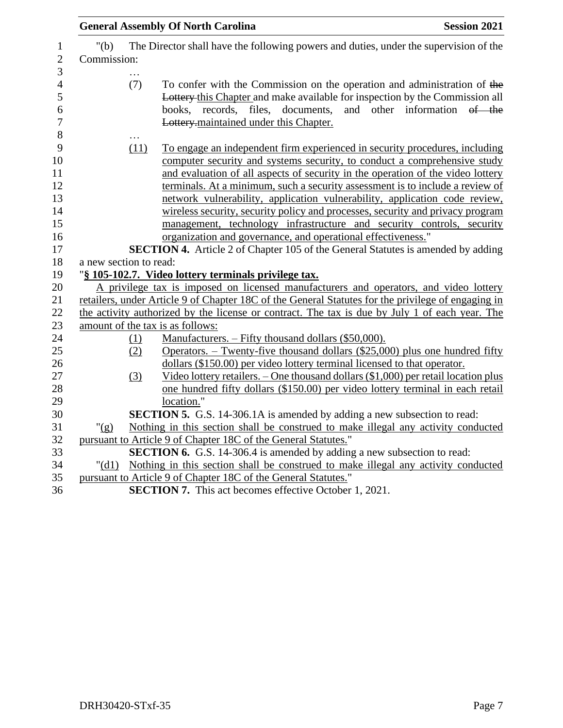"(b) The Director shall have the following powers and duties, under the supervision of the Commission:

…

(7) To confer with the Commission on the operation and administration of ~~the Lottery~~ this Chapter and make available for inspection by the Commission all books, records, files, documents, and other information ~~of the Lottery.~~maintained under this Chapter.

…

(11) To engage an independent firm experienced in security procedures, including computer security and systems security, to conduct a comprehensive study and evaluation of all aspects of security in the operation of the video lottery terminals. At a minimum, such a security assessment is to include a review of network vulnerability, application vulnerability, application code review, wireless security, security policy and processes, security and privacy program management, technology infrastructure and security controls, security organization and governance, and operational effectiveness."

**SECTION 4.** Article 2 of Chapter 105 of the General Statutes is amended by adding a new section to read:

"**§ 105-102.7. Video lottery terminals privilege tax.**

A privilege tax is imposed on licensed manufacturers and operators, and video lottery retailers, under Article 9 of Chapter 18C of the General Statutes for the privilege of engaging in the activity authorized by the license or contract. The tax is due by July 1 of each year. The amount of the tax is as follows:

(1) Manufacturers. – Fifty thousand dollars ($50,000).

(2) Operators. – Twenty-five thousand dollars ($25,000) plus one hundred fifty dollars ($150.00) per video lottery terminal licensed to that operator.

(3) Video lottery retailers. – One thousand dollars ($1,000) per retail location plus one hundred fifty dollars ($150.00) per video lottery terminal in each retail location."

**SECTION 5.** G.S. 14-306.1A is amended by adding a new subsection to read:

"(g) Nothing in this section shall be construed to make illegal any activity conducted pursuant to Article 9 of Chapter 18C of the General Statutes."

**SECTION 6.** G.S. 14-306.4 is amended by adding a new subsection to read:

"(d1) Nothing in this section shall be construed to make illegal any activity conducted pursuant to Article 9 of Chapter 18C of the General Statutes."

**SECTION 7.** This act becomes effective October 1, 2021.